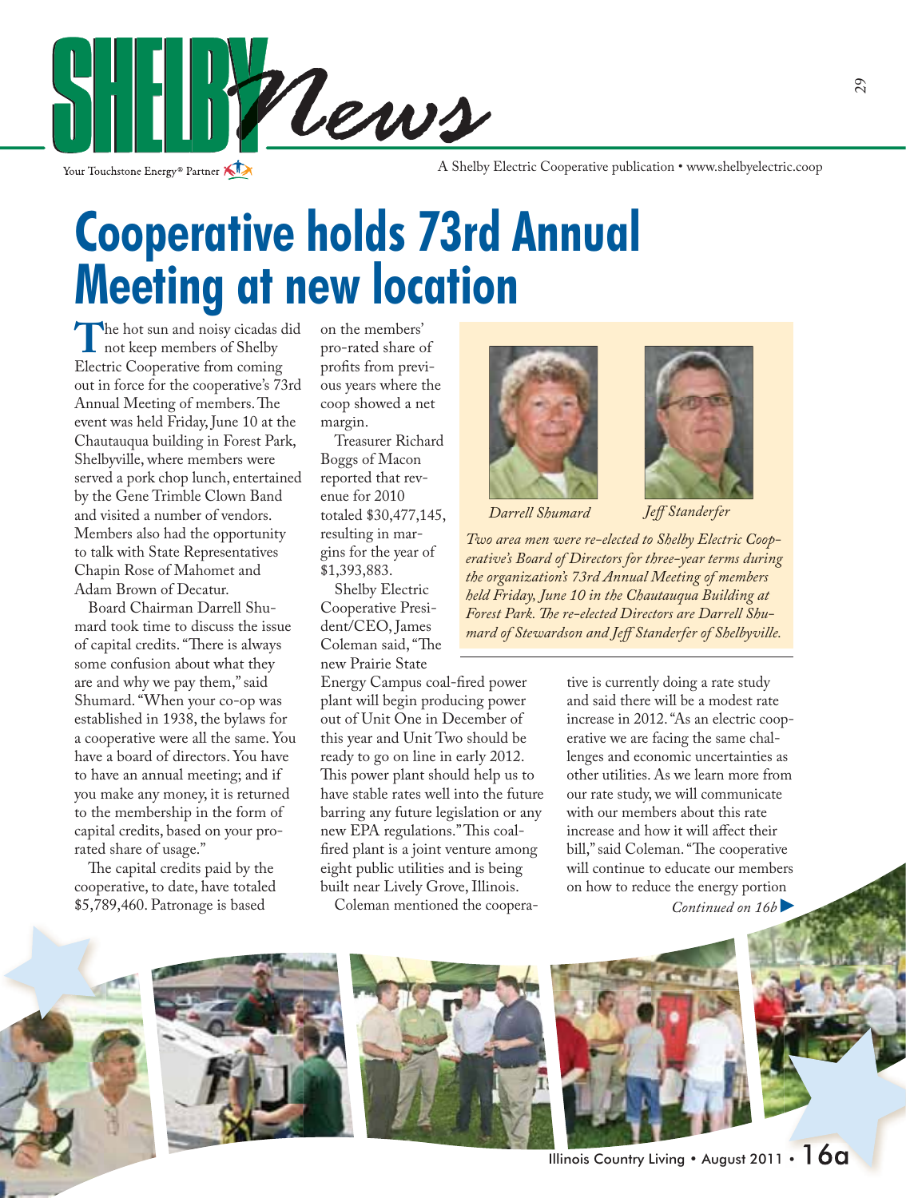# Cooperative holds 73rd Annual Meeting at new location

The hot sun and noisy cicadas did not keep members of Shelby Electric Cooperative from coming out in force for the cooperative's 73rd Annual Meeting of members. The event was held Friday, June 10 at the Chautauqua building in Forest Park, Shelbyville, where members were served a pork chop lunch, entertained by the Gene Trimble Clown Band and visited a number of vendors. Members also had the opportunity to talk with State Representatives Chapin Rose of Mahomet and Adam Brown of Decatur.

Board Chairman Darrell Shumard took time to discuss the issue of capital credits. "There is always some confusion about what they are and why we pay them," said Shumard. "When your co-op was established in 1938, the bylaws for a cooperative were all the same. You have a board of directors. You have to have an annual meeting; and if you make any money, it is returned to the membership in the form of capital credits, based on your prorated share of usage."

The capital credits paid by the cooperative, to date, have totaled $5,789,460. Patronage is based on the members' pro-rated share of profits from previous years where the coop showed a net margin.

Treasurer Richard Boggs of Macon reported that revenue for 2010 totaled $30,477,145, resulting in margins for the year of $1,393,883.

Shelby Electric Cooperative President/CEO, James Coleman said, "The new Prairie State Energy Campus coal-fired power plant will begin producing power out of Unit One in December of this year and Unit Two should be ready to go on line in early 2012. This power plant should help us to have stable rates well into the future barring any future legislation or any new EPA regulations." This coal-fired plant is a joint venture among eight public utilities and is being built near Lively Grove, Illinois.

Coleman mentioned the cooperative is currently doing a rate study and said there will be a modest rate increase in 2012. "As an electric cooperative we are facing the same challenges and economic uncertainties as other utilities. As we learn more from our rate study, we will communicate with our members about this rate increase and how it will affect their bill," said Coleman. "The cooperative will continue to educate our members on how to reduce the energy portion

*Continued on 16b*

*Darrell Shumard* *Jeff Standerfer*

*Two area men were re-elected to Shelby Electric Cooperative's Board of Directors for three-year terms during the organization's 73rd Annual Meeting of members held Friday, June 10 in the Chautauqua Building at Forest Park. The re-elected Directors are Darrell Shumard of Stewardson and Jeff Standerfer of Shelbyville.*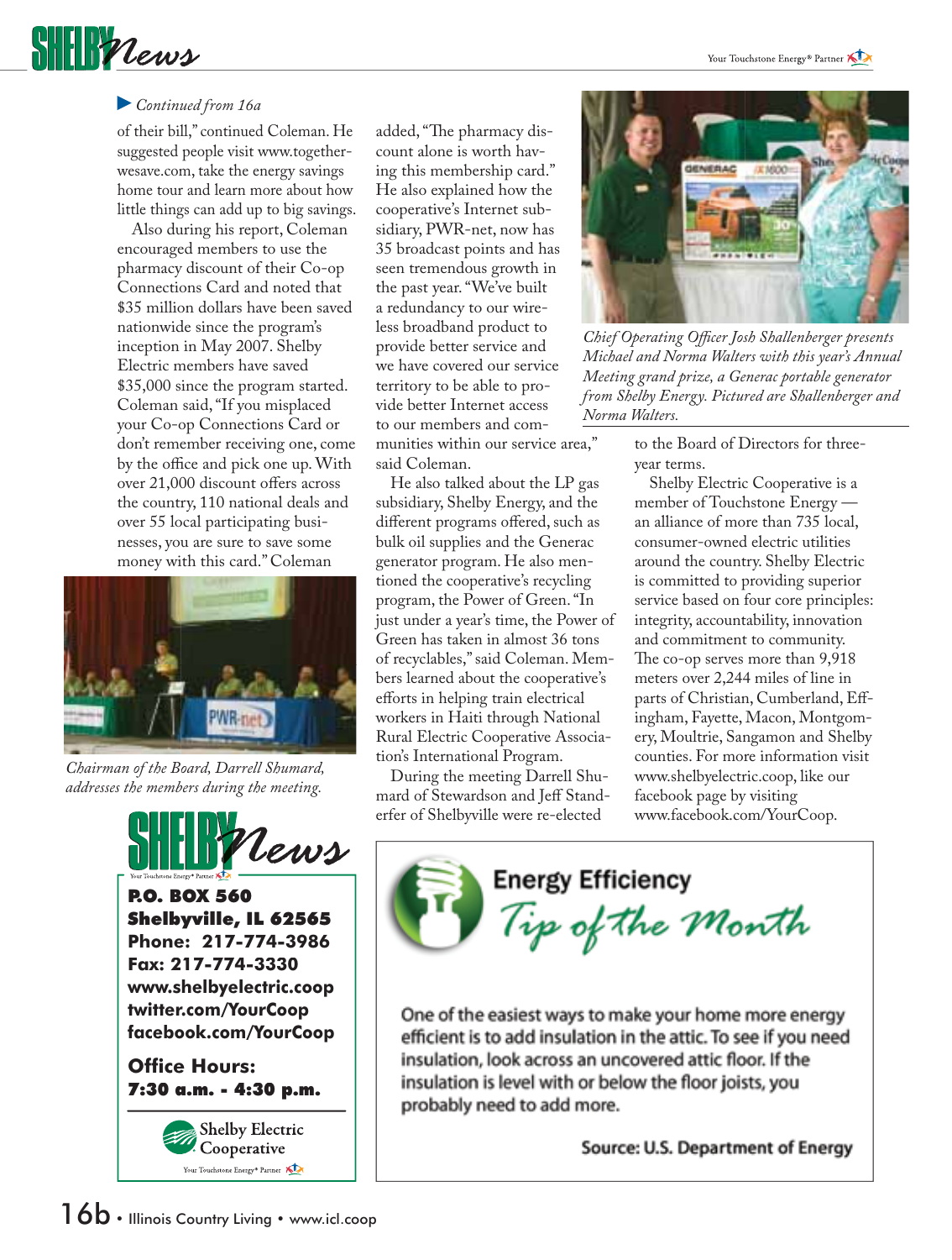*Continued from 16a*

of their bill," continued Coleman. He suggested people visit www.togetherwesave.com, take the energy savings home tour and learn more about how little things can add up to big savings.

Also during his report, Coleman encouraged members to use the pharmacy discount of their Co-op Connections Card and noted that $35 million dollars have been saved nationwide since the program's inception in May 2007. Shelby Electric members have saved $35,000 since the program started. Coleman said, "If you misplaced your Co-op Connections Card or don't remember receiving one, come by the office and pick one up. With over 21,000 discount offers across the country, 110 national deals and over 55 local participating businesses, you are sure to save some money with this card." Coleman added, "The pharmacy discount alone is worth having this membership card." He also explained how the cooperative's Internet subsidiary, PWR-net, now has 35 broadcast points and has seen tremendous growth in the past year. "We've built a redundancy to our wireless broadband product to provide better service and we have covered our service territory to be able to provide better Internet access to our members and communities within our service area," said Coleman.

*Chairman of the Board, Darrell Shumard, addresses the members during the meeting.*

He also talked about the LP gas subsidiary, Shelby Energy, and the different programs offered, such as bulk oil supplies and the Generac generator program. He also mentioned the cooperative's recycling program, the Power of Green. "In just under a year's time, the Power of Green has taken in almost 36 tons of recyclables," said Coleman. Members learned about the cooperative's efforts in helping train electrical workers in Haiti through National Rural Electric Cooperative Association's International Program.

During the meeting Darrell Shumard of Stewardson and Jeff Standerfer of Shelbyville were re-elected to the Board of Directors for three-year terms.

*Chief Operating Officer Josh Shallenberger presents Michael and Norma Walters with this year's Annual Meeting grand prize, a Generac portable generator from Shelby Energy. Pictured are Shallenberger and Norma Walters.*

Shelby Electric Cooperative is a member of Touchstone Energy — an alliance of more than 735 local, consumer-owned electric utilities around the country. Shelby Electric is committed to providing superior service based on four core principles: integrity, accountability, innovation and commitment to community. The co-op serves more than 9,918 meters over 2,244 miles of line in parts of Christian, Cumberland, Effingham, Fayette, Macon, Montgomery, Moultrie, Sangamon and Shelby counties. For more information visit www.shelbyelectric.coop, like our facebook page by visiting www.facebook.com/YourCoop.

**SHELBY News**

**P.O. BOX 560**
**Shelbyville, IL 62565**
**Phone: 217-774-3986**
**Fax: 217-774-3330**
**www.shelbyelectric.coop**
**twitter.com/YourCoop**
**facebook.com/YourCoop**

**Office Hours:**
**7:30 a.m. - 4:30 p.m.**

Shelby Electric Cooperative
Your Touchstone Energy® Partner

## Energy Efficiency *Tip of the Month*

One of the easiest ways to make your home more energy efficient is to add insulation in the attic. To see if you need insulation, look across an uncovered attic floor. If the insulation is level with or below the floor joists, you probably need to add more.

**Source: U.S. Department of Energy**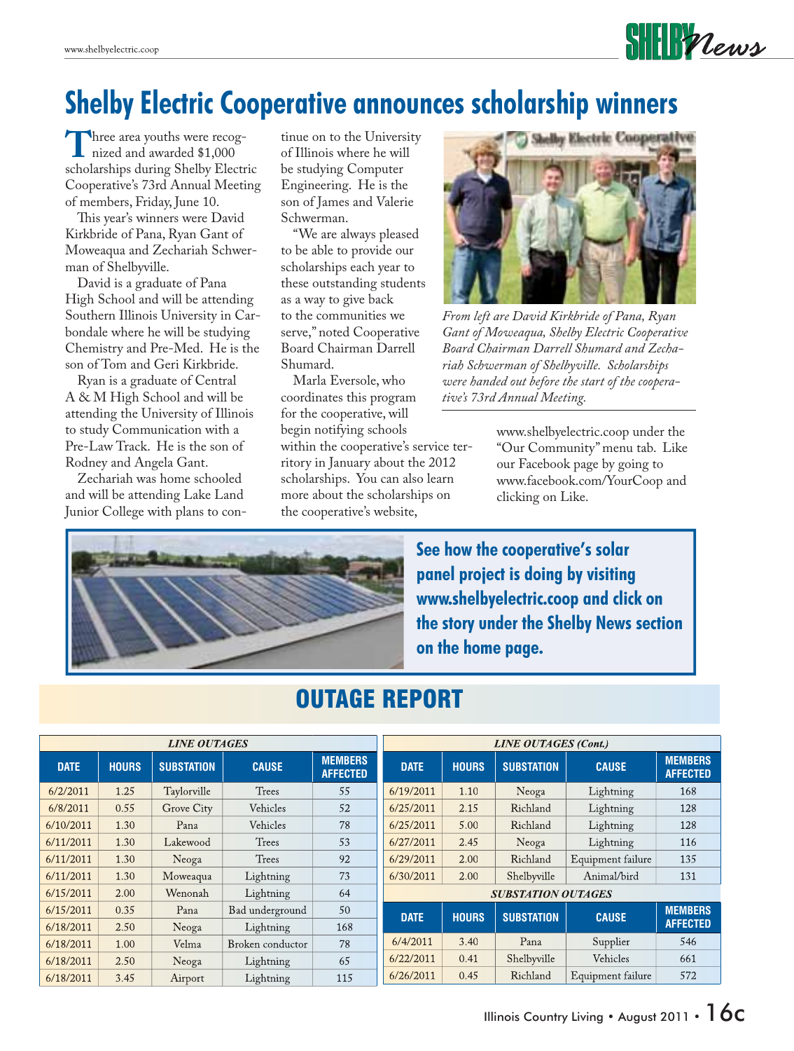# Shelby Electric Cooperative announces scholarship winners

Three area youths were recognized and awarded $1,000 scholarships during Shelby Electric Cooperative's 73rd Annual Meeting of members, Friday, June 10.

This year's winners were David Kirkbride of Pana, Ryan Gant of Moweaqua and Zechariah Schwerman of Shelbyville.

David is a graduate of Pana High School and will be attending Southern Illinois University in Carbondale where he will be studying Chemistry and Pre-Med. He is the son of Tom and Geri Kirkbride.

Ryan is a graduate of Central A & M High School and will be attending the University of Illinois to study Communication with a Pre-Law Track. He is the son of Rodney and Angela Gant.

Zechariah was home schooled and will be attending Lake Land Junior College with plans to continue on to the University of Illinois where he will be studying Computer Engineering. He is the son of James and Valerie Schwerman.

"We are always pleased to be able to provide our scholarships each year to these outstanding students as a way to give back to the communities we serve," noted Cooperative Board Chairman Darrell Shumard.

Marla Eversole, who coordinates this program for the cooperative, will begin notifying schools within the cooperative's service territory in January about the 2012 scholarships. You can also learn more about the scholarships on the cooperative's website, www.shelbyelectric.coop under the "Our Community" menu tab. Like our Facebook page by going to www.facebook.com/YourCoop and clicking on Like.

*From left are David Kirkbride of Pana, Ryan Gant of Moweaqua, Shelby Electric Cooperative Board Chairman Darrell Shumard and Zechariah Schwerman of Shelbyville. Scholarships were handed out before the start of the cooperative's 73rd Annual Meeting.*

**See how the cooperative's solar panel project is doing by visiting www.shelbyelectric.coop and click on the story under the Shelby News section on the home page.**

## OUTAGE REPORT

*LINE OUTAGES*

| DATE | HOURS | SUBSTATION | CAUSE | MEMBERS AFFECTED |
|---|---|---|---|---|
| 6/2/2011 | 1.25 | Taylorville | Trees | 55 |
| 6/8/2011 | 0.55 | Grove City | Vehicles | 52 |
| 6/10/2011 | 1.30 | Pana | Vehicles | 78 |
| 6/11/2011 | 1.30 | Lakewood | Trees | 53 |
| 6/11/2011 | 1.30 | Neoga | Trees | 92 |
| 6/11/2011 | 1.30 | Moweaqua | Lightning | 73 |
| 6/15/2011 | 2.00 | Wenonah | Lightning | 64 |
| 6/15/2011 | 0.35 | Pana | Bad underground | 50 |
| 6/18/2011 | 2.50 | Neoga | Lightning | 168 |
| 6/18/2011 | 1.00 | Velma | Broken conductor | 78 |
| 6/18/2011 | 2.50 | Neoga | Lightning | 65 |
| 6/18/2011 | 3.45 | Airport | Lightning | 115 |
| 6/19/2011 | 1.10 | Neoga | Lightning | 168 |
| 6/25/2011 | 2.15 | Richland | Lightning | 128 |
| 6/25/2011 | 5.00 | Richland | Lightning | 128 |
| 6/27/2011 | 2.45 | Neoga | Lightning | 116 |
| 6/29/2011 | 2.00 | Richland | Equipment failure | 135 |
| 6/30/2011 | 2.00 | Shelbyville | Animal/bird | 131 |

*SUBSTATION OUTAGES*

| DATE | HOURS | SUBSTATION | CAUSE | MEMBERS AFFECTED |
|---|---|---|---|---|
| 6/4/2011 | 3.40 | Pana | Supplier | 546 |
| 6/22/2011 | 0.41 | Shelbyville | Vehicles | 661 |
| 6/26/2011 | 0.45 | Richland | Equipment failure | 572 |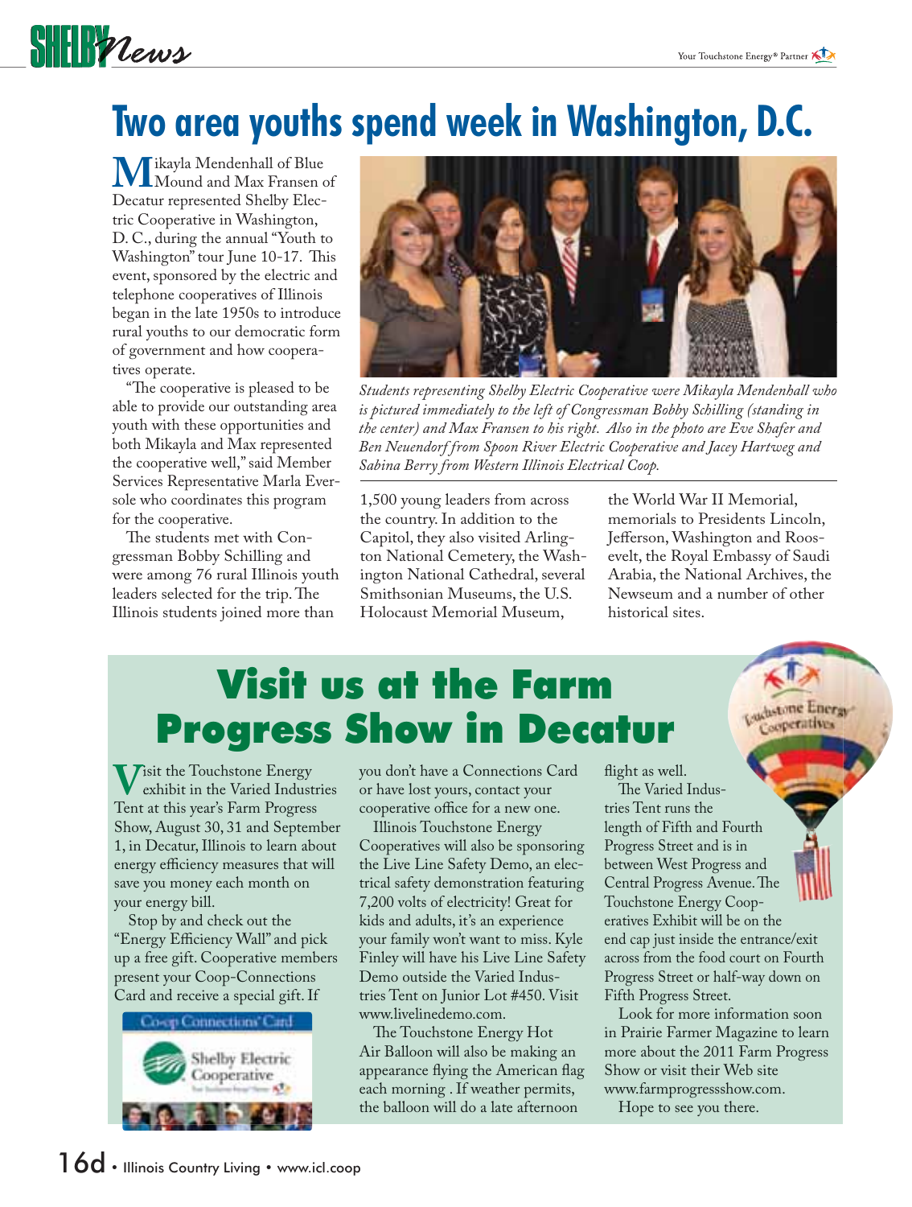# Two area youths spend week in Washington, D.C.

Mikayla Mendenhall of Blue Mound and Max Fransen of Decatur represented Shelby Electric Cooperative in Washington, D. C., during the annual "Youth to Washington" tour June 10-17. This event, sponsored by the electric and telephone cooperatives of Illinois began in the late 1950s to introduce rural youths to our democratic form of government and how cooperatives operate.

"The cooperative is pleased to be able to provide our outstanding area youth with these opportunities and both Mikayla and Max represented the cooperative well," said Member Services Representative Marla Eversole who coordinates this program for the cooperative.

The students met with Congressman Bobby Schilling and were among 76 rural Illinois youth leaders selected for the trip. The Illinois students joined more than 1,500 young leaders from across the country. In addition to the Capitol, they also visited Arlington National Cemetery, the Washington National Cathedral, several Smithsonian Museums, the U.S. Holocaust Memorial Museum, the World War II Memorial, memorials to Presidents Lincoln, Jefferson, Washington and Roosevelt, the Royal Embassy of Saudi Arabia, the National Archives, the Newseum and a number of other historical sites.

*Students representing Shelby Electric Cooperative were Mikayla Mendenhall who is pictured immediately to the left of Congressman Bobby Schilling (standing in the center) and Max Fransen to his right. Also in the photo are Eve Shafer and Ben Neuendorf from Spoon River Electric Cooperative and Jacey Hartweg and Sabina Berry from Western Illinois Electrical Coop.*

# Visit us at the Farm Progress Show in Decatur

Visit the Touchstone Energy exhibit in the Varied Industries Tent at this year's Farm Progress Show, August 30, 31 and September 1, in Decatur, Illinois to learn about energy efficiency measures that will save you money each month on your energy bill.

Stop by and check out the "Energy Efficiency Wall" and pick up a free gift. Cooperative members present your Coop-Connections Card and receive a special gift. If you don't have a Connections Card or have lost yours, contact your cooperative office for a new one.

Illinois Touchstone Energy Cooperatives will also be sponsoring the Live Line Safety Demo, an electrical safety demonstration featuring 7,200 volts of electricity! Great for kids and adults, it's an experience your family won't want to miss. Kyle Finley will have his Live Line Safety Demo outside the Varied Industries Tent on Junior Lot #450. Visit www.livelinedemo.com.

The Touchstone Energy Hot Air Balloon will also be making an appearance flying the American flag each morning . If weather permits, the balloon will do a late afternoon flight as well.

The Varied Industries Tent runs the length of Fifth and Fourth Progress Street and is in between West Progress and Central Progress Avenue. The Touchstone Energy Cooperatives Exhibit will be on the end cap just inside the entrance/exit across from the food court on Fourth Progress Street or half-way down on Fifth Progress Street.

Look for more information soon in Prairie Farmer Magazine to learn more about the 2011 Farm Progress Show or visit their Web site www.farmprogressshow.com.

Hope to see you there.